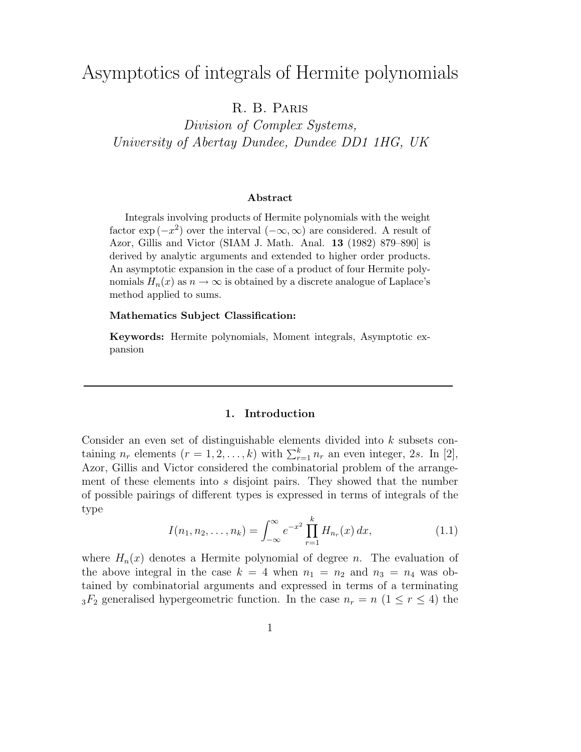# Asymptotics of integrals of Hermite polynomials

R. B. Paris

*Division of Complex Systems,*
*University of Abertay Dundee, Dundee DD1 1HG, UK*

### Abstract

Integrals involving products of Hermite polynomials with the weight factor $\exp(-x^2)$ over the interval $(-\infty, \infty)$ are considered. A result of Azor, Gillis and Victor (SIAM J. Math. Anal. **13** (1982) 879–890] is derived by analytic arguments and extended to higher order products. An asymptotic expansion in the case of a product of four Hermite polynomials $H_n(x)$ as $n \to \infty$ is obtained by a discrete analogue of Laplace's method applied to sums.

**Mathematics Subject Classification:**

**Keywords:** Hermite polynomials, Moment integrals, Asymptotic expansion

---

## 1. Introduction

Consider an even set of distinguishable elements divided into $k$ subsets containing $n_r$ elements ($r = 1, 2, \ldots, k$) with $\sum_{r=1}^{k} n_r$ an even integer, $2s$. In [2], Azor, Gillis and Victor considered the combinatorial problem of the arrangement of these elements into $s$ disjoint pairs. They showed that the number of possible pairings of different types is expressed in terms of integrals of the type

$$I(n_1, n_2, \ldots, n_k) = \int_{-\infty}^{\infty} e^{-x^2} \prod_{r=1}^{k} H_{n_r}(x)\, dx, \tag{1.1}$$

where $H_n(x)$ denotes a Hermite polynomial of degree $n$. The evaluation of the above integral in the case $k = 4$ when $n_1 = n_2$ and $n_3 = n_4$ was obtained by combinatorial arguments and expressed in terms of a terminating ${}_3F_2$ generalised hypergeometric function. In the case $n_r = n$ ($1 \leq r \leq 4$) the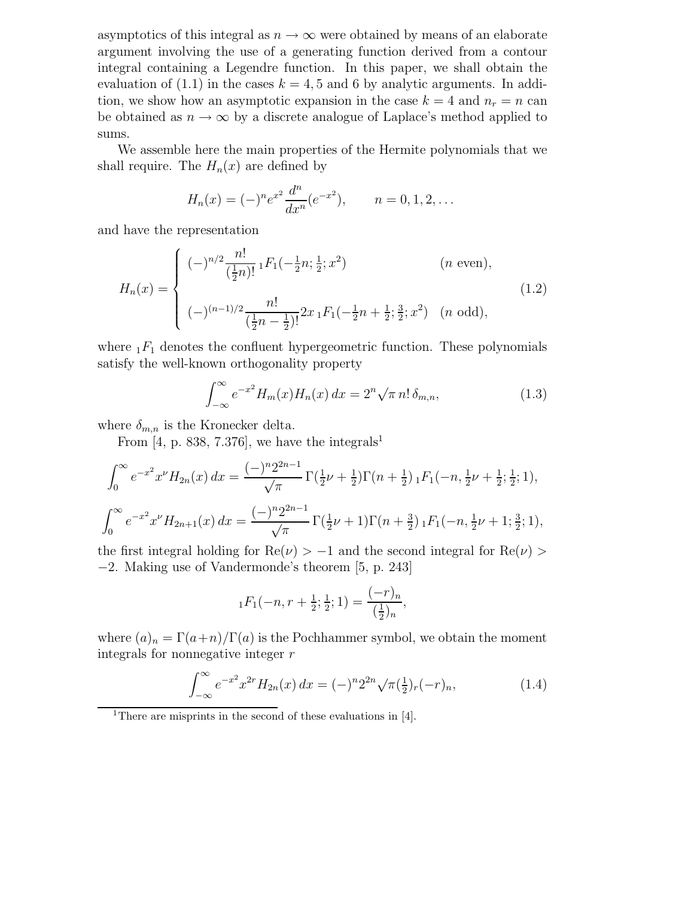asymptotics of this integral as $n \to \infty$ were obtained by means of an elaborate argument involving the use of a generating function derived from a contour integral containing a Legendre function. In this paper, we shall obtain the evaluation of (1.1) in the cases $k = 4, 5$ and 6 by analytic arguments. In addition, we show how an asymptotic expansion in the case $k = 4$ and $n_r = n$ can be obtained as $n \to \infty$ by a discrete analogue of Laplace's method applied to sums.

We assemble here the main properties of the Hermite polynomials that we shall require. The $H_n(x)$ are defined by

$$H_n(x) = (-)^n e^{x^2} \frac{d^n}{dx^n}(e^{-x^2}), \qquad n = 0, 1, 2, \ldots$$

and have the representation

$$H_n(x) = \begin{cases} (-)^{n/2} \dfrac{n!}{(\frac{1}{2}n)!} \, {}_1F_1(-\tfrac{1}{2}n; \tfrac{1}{2}; x^2) & (n \text{ even}), \\[2ex] (-)^{(n-1)/2} \dfrac{n!}{(\frac{1}{2}n - \frac{1}{2})!} 2x \, {}_1F_1(-\tfrac{1}{2}n + \tfrac{1}{2}; \tfrac{3}{2}; x^2) & (n \text{ odd}), \end{cases} \tag{1.2}$$

where ${}_1F_1$ denotes the confluent hypergeometric function. These polynomials satisfy the well-known orthogonality property

$$\int_{-\infty}^{\infty} e^{-x^2} H_m(x) H_n(x)\, dx = 2^n \sqrt{\pi}\, n!\, \delta_{m,n}, \tag{1.3}$$

where $\delta_{m,n}$ is the Kronecker delta.

From [4, p. 838, 7.376], we have the integrals[1]

$$\int_0^{\infty} e^{-x^2} x^{\nu} H_{2n}(x)\, dx = \frac{(-)^n 2^{2n-1}}{\sqrt{\pi}} \, \Gamma(\tfrac{1}{2}\nu + \tfrac{1}{2}) \Gamma(n + \tfrac{1}{2}) \, {}_1F_1(-n, \tfrac{1}{2}\nu + \tfrac{1}{2}; \tfrac{1}{2}; 1),$$

$$\int_0^{\infty} e^{-x^2} x^{\nu} H_{2n+1}(x)\, dx = \frac{(-)^n 2^{2n-1}}{\sqrt{\pi}} \, \Gamma(\tfrac{1}{2}\nu + 1) \Gamma(n + \tfrac{3}{2}) \, {}_1F_1(-n, \tfrac{1}{2}\nu + 1; \tfrac{3}{2}; 1),$$

the first integral holding for $\mathrm{Re}(\nu) > -1$ and the second integral for $\mathrm{Re}(\nu) > -2$. Making use of Vandermonde's theorem [5, p. 243]

$${}_1F_1(-n, r + \tfrac{1}{2}; \tfrac{1}{2}; 1) = \frac{(-r)_n}{(\frac{1}{2})_n},$$

where $(a)_n = \Gamma(a+n)/\Gamma(a)$ is the Pochhammer symbol, we obtain the moment integrals for nonnegative integer $r$

$$\int_{-\infty}^{\infty} e^{-x^2} x^{2r} H_{2n}(x)\, dx = (-)^n 2^{2n} \sqrt{\pi} (\tfrac{1}{2})_r (-r)_n, \tag{1.4}$$

[1] There are misprints in the second of these evaluations in [4].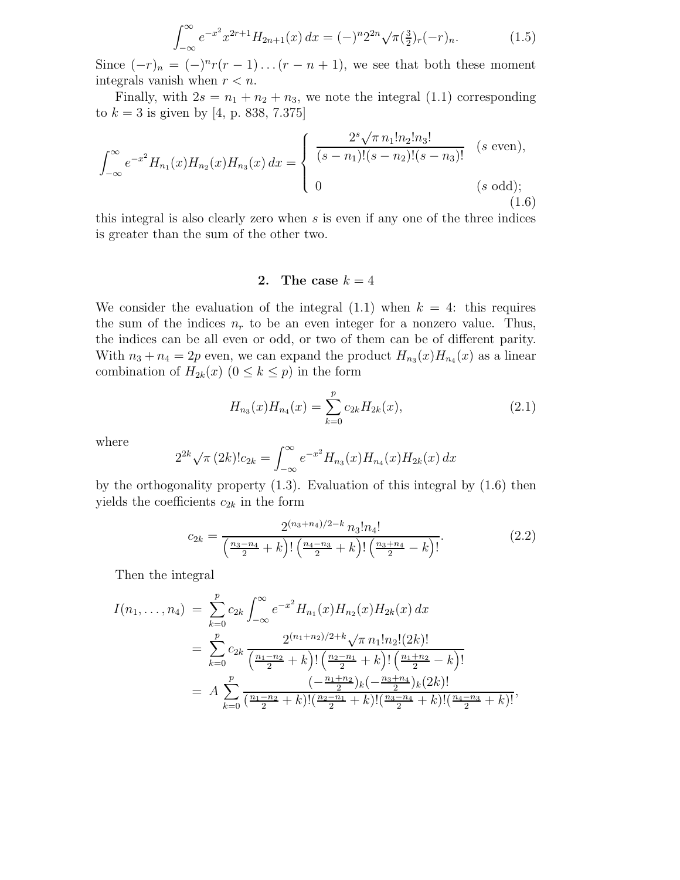$$\int_{-\infty}^{\infty} e^{-x^2} x^{2r+1} H_{2n+1}(x)\,dx = (-)^n 2^{2n} \sqrt{\pi} (\tfrac{3}{2})_r (-r)_n. \tag{1.5}$$

Since $(-r)_n = (-)^n r(r-1)\ldots(r-n+1)$, we see that both these moment integrals vanish when $r < n$.

Finally, with $2s = n_1 + n_2 + n_3$, we note the integral (1.1) corresponding to $k = 3$ is given by [4, p. 838, 7.375]

$$\int_{-\infty}^{\infty} e^{-x^2} H_{n_1}(x) H_{n_2}(x) H_{n_3}(x)\,dx = \begin{cases} \dfrac{2^s \sqrt{\pi}\, n_1! n_2! n_3!}{(s-n_1)!(s-n_2)!(s-n_3)!} & (s \text{ even}), \\[2ex] 0 & (s \text{ odd}); \end{cases} \tag{1.6}$$

this integral is also clearly zero when $s$ is even if any one of the three indices is greater than the sum of the other two.

## 2. The case $k = 4$

We consider the evaluation of the integral (1.1) when $k = 4$: this requires the sum of the indices $n_r$ to be an even integer for a nonzero value. Thus, the indices can be all even or odd, or two of them can be of different parity. With $n_3 + n_4 = 2p$ even, we can expand the product $H_{n_3}(x) H_{n_4}(x)$ as a linear combination of $H_{2k}(x)$ $(0 \le k \le p)$ in the form

$$H_{n_3}(x) H_{n_4}(x) = \sum_{k=0}^{p} c_{2k} H_{2k}(x), \tag{2.1}$$

where

$$2^{2k} \sqrt{\pi}\,(2k)! c_{2k} = \int_{-\infty}^{\infty} e^{-x^2} H_{n_3}(x) H_{n_4}(x) H_{2k}(x)\,dx$$

by the orthogonality property (1.3). Evaluation of this integral by (1.6) then yields the coefficients $c_{2k}$ in the form

$$c_{2k} = \frac{2^{(n_3+n_4)/2-k}\, n_3! n_4!}{\left(\frac{n_3-n_4}{2}+k\right)! \left(\frac{n_4-n_3}{2}+k\right)! \left(\frac{n_3+n_4}{2}-k\right)!}. \tag{2.2}$$

Then the integral

$$\begin{aligned} I(n_1, \ldots, n_4) &= \sum_{k=0}^{p} c_{2k} \int_{-\infty}^{\infty} e^{-x^2} H_{n_1}(x) H_{n_2}(x) H_{2k}(x)\,dx \\ &= \sum_{k=0}^{p} c_{2k} \frac{2^{(n_1+n_2)/2+k} \sqrt{\pi}\, n_1! n_2! (2k)!}{\left(\frac{n_1-n_2}{2}+k\right)! \left(\frac{n_2-n_1}{2}+k\right)! \left(\frac{n_1+n_2}{2}-k\right)!} \\ &= A \sum_{k=0}^{p} \frac{(-\frac{n_1+n_2}{2})_k (-\frac{n_3+n_4}{2})_k (2k)!}{(\frac{n_1-n_2}{2}+k)!(\frac{n_2-n_1}{2}+k)!(\frac{n_3-n_4}{2}+k)!(\frac{n_4-n_3}{2}+k)!}, \end{aligned}$$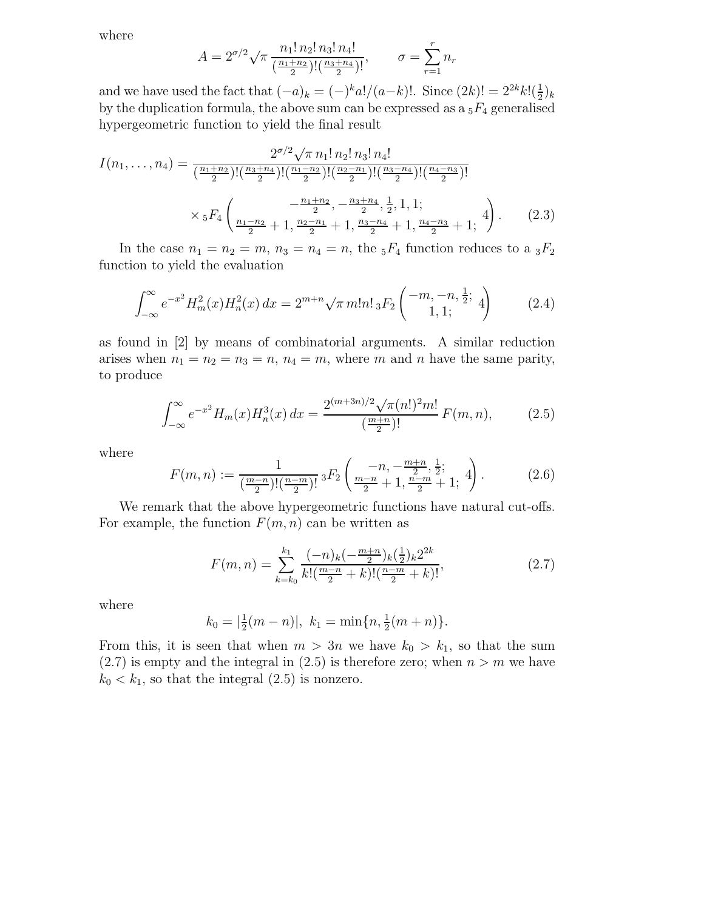where

$$A = 2^{\sigma/2}\sqrt{\pi}\,\frac{n_1!\,n_2!\,n_3!\,n_4!}{(\frac{n_1+n_2}{2})!(\frac{n_3+n_4}{2})!}, \qquad \sigma = \sum_{r=1}^{r} n_r$$

and we have used the fact that $(-a)_k = (-)^k a!/(a-k)!$. Since $(2k)! = 2^{2k}k!(\frac{1}{2})_k$ by the duplication formula, the above sum can be expressed as a ${}_5F_4$ generalised hypergeometric function to yield the final result

$$I(n_1,\ldots,n_4) = \frac{2^{\sigma/2}\sqrt{\pi}\,n_1!\,n_2!\,n_3!\,n_4!}{(\frac{n_1+n_2}{2})!(\frac{n_3+n_4}{2})!(\frac{n_1-n_2}{2})!(\frac{n_2-n_1}{2})!(\frac{n_3-n_4}{2})!(\frac{n_4-n_3}{2})!}$$

$$\times\, {}_5F_4\left(\begin{matrix} -\frac{n_1+n_2}{2}, -\frac{n_3+n_4}{2}, \frac{1}{2}, 1, 1; \\ \frac{n_1-n_2}{2}+1, \frac{n_2-n_1}{2}+1, \frac{n_3-n_4}{2}+1, \frac{n_4-n_3}{2}+1; \end{matrix}\; 4\right). \qquad (2.3)$$

In the case $n_1 = n_2 = m$, $n_3 = n_4 = n$, the ${}_5F_4$ function reduces to a ${}_3F_2$ function to yield the evaluation

$$\int_{-\infty}^{\infty} e^{-x^2} H_m^2(x) H_n^2(x)\,dx = 2^{m+n}\sqrt{\pi}\,m!n!\,{}_3F_2\left(\begin{matrix} -m, -n, \frac{1}{2}; \\ 1, 1; \end{matrix}\; 4\right) \qquad (2.4)$$

as found in [2] by means of combinatorial arguments. A similar reduction arises when $n_1 = n_2 = n_3 = n$, $n_4 = m$, where $m$ and $n$ have the same parity, to produce

$$\int_{-\infty}^{\infty} e^{-x^2} H_m(x) H_n^3(x)\,dx = \frac{2^{(m+3n)/2}\sqrt{\pi}(n!)^2 m!}{(\frac{m+n}{2})!}\,F(m,n), \qquad (2.5)$$

where

$$F(m,n) := \frac{1}{(\frac{m-n}{2})!(\frac{n-m}{2})!}\,{}_3F_2\left(\begin{matrix} -n, -\frac{m+n}{2}, \frac{1}{2}; \\ \frac{m-n}{2}+1, \frac{n-m}{2}+1; \end{matrix}\; 4\right). \qquad (2.6)$$

We remark that the above hypergeometric functions have natural cut-offs. For example, the function $F(m,n)$ can be written as

$$F(m,n) = \sum_{k=k_0}^{k_1} \frac{(-n)_k(-\frac{m+n}{2})_k(\frac{1}{2})_k 2^{2k}}{k!(\frac{m-n}{2}+k)!(\frac{n-m}{2}+k)!}, \qquad (2.7)$$

where

$$k_0 = |\tfrac{1}{2}(m-n)|,\;\; k_1 = \min\{n, \tfrac{1}{2}(m+n)\}.$$

From this, it is seen that when $m > 3n$ we have $k_0 > k_1$, so that the sum (2.7) is empty and the integral in (2.5) is therefore zero; when $n > m$ we have $k_0 < k_1$, so that the integral (2.5) is nonzero.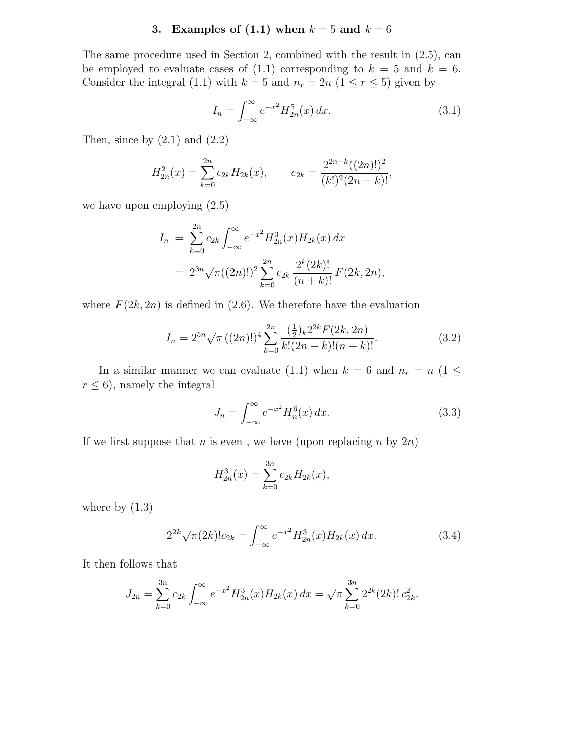## 3. Examples of (1.1) when $k = 5$ and $k = 6$

The same procedure used in Section 2, combined with the result in (2.5), can be employed to evaluate cases of (1.1) corresponding to $k = 5$ and $k = 6$. Consider the integral (1.1) with $k = 5$ and $n_r = 2n$ $(1 \leq r \leq 5)$ given by

$$I_n = \int_{-\infty}^{\infty} e^{-x^2} H_{2n}^5(x)\, dx. \tag{3.1}$$

Then, since by (2.1) and (2.2)

$$H_{2n}^2(x) = \sum_{k=0}^{2n} c_{2k} H_{2k}(x), \qquad c_{2k} = \frac{2^{2n-k}((2n)!)^2}{(k!)^2(2n-k)!},$$

we have upon employing (2.5)

$$\begin{aligned} I_n &= \sum_{k=0}^{2n} c_{2k} \int_{-\infty}^{\infty} e^{-x^2} H_{2n}^3(x) H_{2k}(x)\, dx \\ &= 2^{3n}\sqrt{\pi}((2n)!)^2 \sum_{k=0}^{2n} c_{2k}\, \frac{2^k(2k)!}{(n+k)!}\, F(2k, 2n), \end{aligned}$$

where $F(2k, 2n)$ is defined in (2.6). We therefore have the evaluation

$$I_n = 2^{5n}\sqrt{\pi}\,((2n)!)^4 \sum_{k=0}^{2n} \frac{(\frac{1}{2})_k 2^{2k} F(2k, 2n)}{k!(2n-k)!(n+k)!}. \tag{3.2}$$

In a similar manner we can evaluate (1.1) when $k = 6$ and $n_r = n$ $(1 \leq r \leq 6)$, namely the integral

$$J_n = \int_{-\infty}^{\infty} e^{-x^2} H_n^6(x)\, dx. \tag{3.3}$$

If we first suppose that $n$ is even , we have (upon replacing $n$ by $2n$)

$$H_{2n}^3(x) = \sum_{k=0}^{3n} c_{2k} H_{2k}(x),$$

where by (1.3)

$$2^{2k}\sqrt{\pi}(2k)! c_{2k} = \int_{-\infty}^{\infty} e^{-x^2} H_{2n}^3(x) H_{2k}(x)\, dx. \tag{3.4}$$

It then follows that

$$J_{2n} = \sum_{k=0}^{3n} c_{2k} \int_{-\infty}^{\infty} e^{-x^2} H_{2n}^3(x) H_{2k}(x)\, dx = \sqrt{\pi} \sum_{k=0}^{3n} 2^{2k}(2k)!\, c_{2k}^2.$$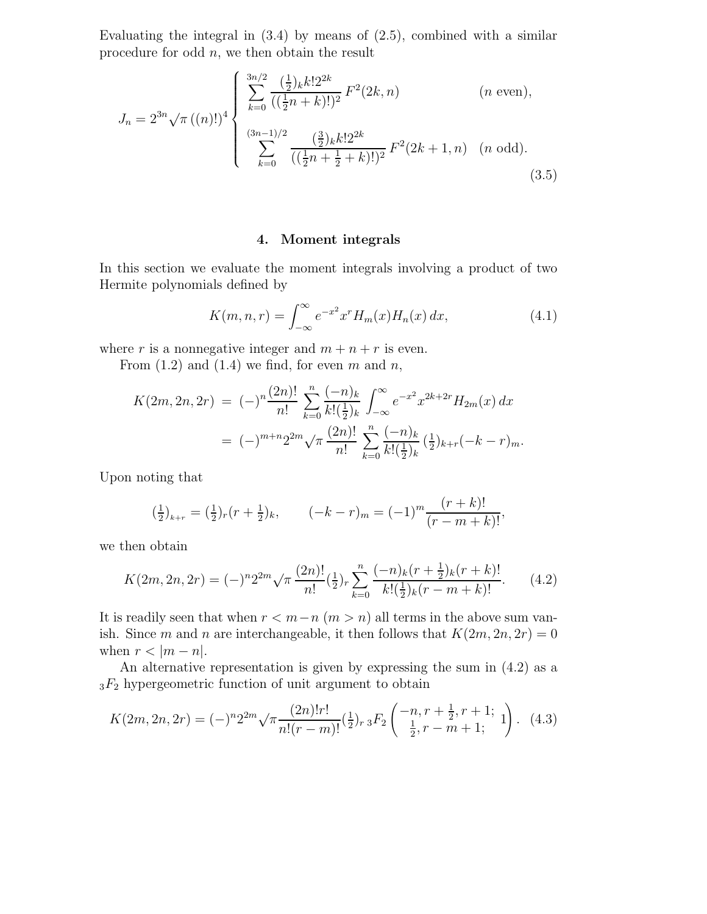Evaluating the integral in (3.4) by means of (2.5), combined with a similar procedure for odd $n$, we then obtain the result

$$J_n = 2^{3n}\sqrt{\pi}\,((n)!)^4 \left\{ \begin{array}{ll} \displaystyle\sum_{k=0}^{3n/2} \frac{(\frac{1}{2})_k k! 2^{2k}}{((\frac{1}{2}n+k)!)^2}\, F^2(2k,n) & (n \text{ even}), \\ \displaystyle\sum_{k=0}^{(3n-1)/2} \frac{(\frac{3}{2})_k k! 2^{2k}}{((\frac{1}{2}n+\frac{1}{2}+k)!)^2}\, F^2(2k+1,n) & (n \text{ odd}). \end{array} \right. \tag{3.5}$$

## 4. Moment integrals

In this section we evaluate the moment integrals involving a product of two Hermite polynomials defined by

$$K(m,n,r) = \int_{-\infty}^{\infty} e^{-x^2} x^r H_m(x) H_n(x)\, dx, \tag{4.1}$$

where $r$ is a nonnegative integer and $m+n+r$ is even.

From (1.2) and (1.4) we find, for even $m$ and $n$,

$$\begin{aligned} K(2m,2n,2r) &= (-)^n \frac{(2n)!}{n!} \sum_{k=0}^{n} \frac{(-n)_k}{k!(\frac{1}{2})_k} \int_{-\infty}^{\infty} e^{-x^2} x^{2k+2r} H_{2m}(x)\, dx \\ &= (-)^{m+n} 2^{2m} \sqrt{\pi}\, \frac{(2n)!}{n!} \sum_{k=0}^{n} \frac{(-n)_k}{k!(\frac{1}{2})_k} (\tfrac{1}{2})_{k+r} (-k-r)_m. \end{aligned}$$

Upon noting that

$$(\tfrac{1}{2})_{k+r} = (\tfrac{1}{2})_r (r+\tfrac{1}{2})_k, \qquad (-k-r)_m = (-1)^m \frac{(r+k)!}{(r-m+k)!},$$

we then obtain

$$K(2m,2n,2r) = (-)^n 2^{2m} \sqrt{\pi}\, \frac{(2n)!}{n!} (\tfrac{1}{2})_r \sum_{k=0}^{n} \frac{(-n)_k (r+\frac{1}{2})_k (r+k)!}{k!(\frac{1}{2})_k (r-m+k)!}. \tag{4.2}$$

It is readily seen that when $r < m-n$ $(m>n)$ all terms in the above sum vanish. Since $m$ and $n$ are interchangeable, it then follows that $K(2m,2n,2r) = 0$ when $r < |m-n|$.

An alternative representation is given by expressing the sum in (4.2) as a ${}_3F_2$ hypergeometric function of unit argument to obtain

$$K(2m,2n,2r) = (-)^n 2^{2m} \sqrt{\pi} \frac{(2n)! r!}{n!(r-m)!} (\tfrac{1}{2})_r\, {}_3F_2\left( \begin{matrix} -n, r+\frac{1}{2}, r+1; \\ \frac{1}{2}, r-m+1; \end{matrix}\; 1 \right). \tag{4.3}$$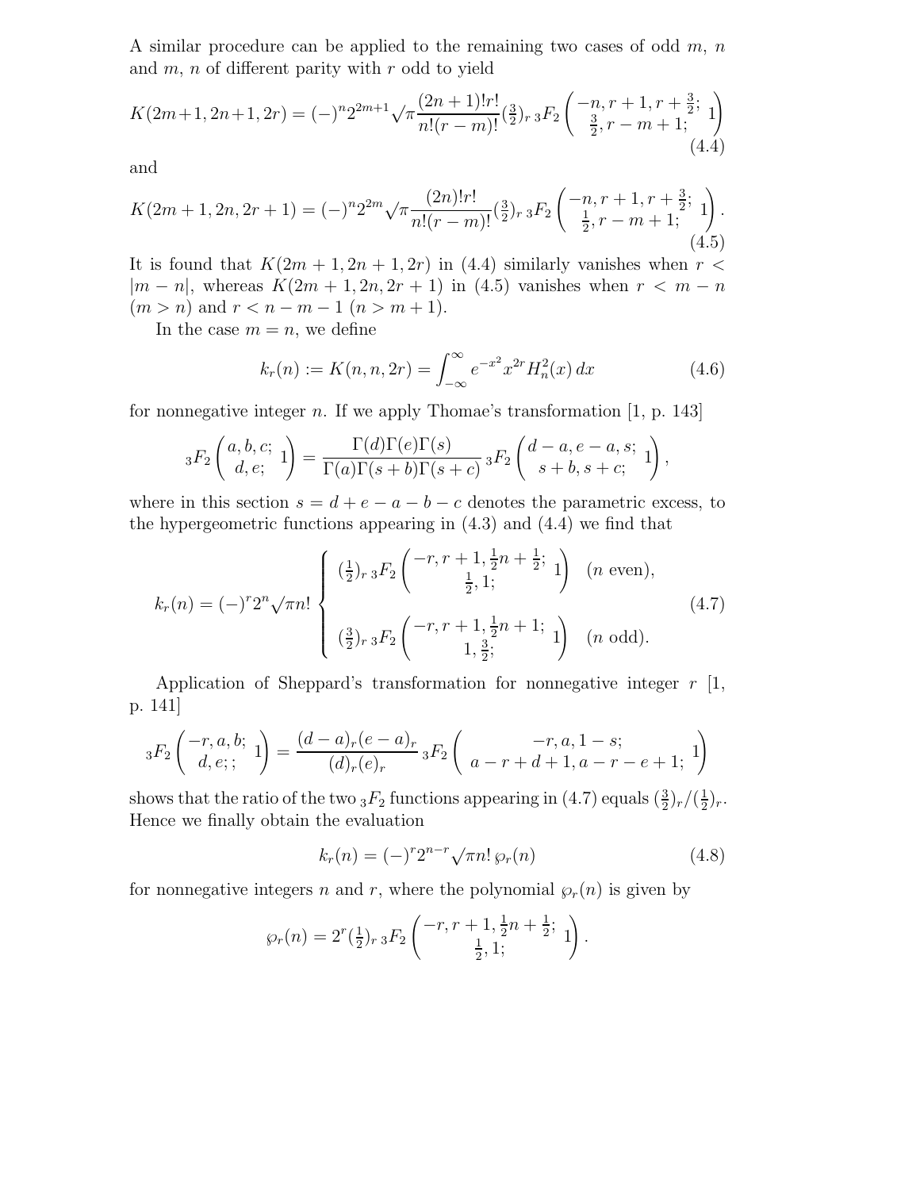A similar procedure can be applied to the remaining two cases of odd $m$, $n$ and $m$, $n$ of different parity with $r$ odd to yield

$$K(2m+1, 2n+1, 2r) = (-)^n 2^{2m+1}\sqrt{\pi}\frac{(2n+1)!r!}{n!(r-m)!}(\tfrac{3}{2})_r\, {}_3F_2\left(\begin{matrix}-n, r+1, r+\frac{3}{2};\\ \frac{3}{2}, r-m+1;\end{matrix}\, 1\right) \tag{4.4}$$

and

$$K(2m+1, 2n, 2r+1) = (-)^n 2^{2m}\sqrt{\pi}\frac{(2n)!r!}{n!(r-m)!}(\tfrac{3}{2})_r\, {}_3F_2\left(\begin{matrix}-n, r+1, r+\frac{3}{2};\\ \frac{1}{2}, r-m+1;\end{matrix}\, 1\right). \tag{4.5}$$

It is found that $K(2m+1, 2n+1, 2r)$ in (4.4) similarly vanishes when $r < |m-n|$, whereas $K(2m+1, 2n, 2r+1)$ in (4.5) vanishes when $r < m-n$ $(m > n)$ and $r < n-m-1$ $(n > m+1)$.

In the case $m = n$, we define

$$k_r(n) := K(n, n, 2r) = \int_{-\infty}^{\infty} e^{-x^2} x^{2r} H_n^2(x)\, dx \tag{4.6}$$

for nonnegative integer $n$. If we apply Thomae's transformation [1, p. 143]

$${}_3F_2\left(\begin{matrix}a, b, c;\\ d, e;\end{matrix}\, 1\right) = \frac{\Gamma(d)\Gamma(e)\Gamma(s)}{\Gamma(a)\Gamma(s+b)\Gamma(s+c)}\, {}_3F_2\left(\begin{matrix}d-a, e-a, s;\\ s+b, s+c;\end{matrix}\, 1\right),$$

where in this section $s = d+e-a-b-c$ denotes the parametric excess, to the hypergeometric functions appearing in (4.3) and (4.4) we find that

$$k_r(n) = (-)^r 2^n \sqrt{\pi} n! \begin{cases} (\frac{1}{2})_r\, {}_3F_2\left(\begin{matrix}-r, r+1, \frac{1}{2}n+\frac{1}{2};\\ \frac{1}{2}, 1;\end{matrix}\, 1\right) & (n \text{ even}), \\[2ex] (\frac{3}{2})_r\, {}_3F_2\left(\begin{matrix}-r, r+1, \frac{1}{2}n+1;\\ 1, \frac{3}{2};\end{matrix}\, 1\right) & (n \text{ odd}). \end{cases} \tag{4.7}$$

Application of Sheppard's transformation for nonnegative integer $r$ [1, p. 141]

$${}_3F_2\left(\begin{matrix}-r, a, b;\\ d, e;;\end{matrix}\, 1\right) = \frac{(d-a)_r(e-a)_r}{(d)_r(e)_r}\, {}_3F_2\left(\begin{matrix}-r, a, 1-s;\\ a-r+d+1, a-r-e+1;\end{matrix}\, 1\right)$$

shows that the ratio of the two ${}_3F_2$ functions appearing in (4.7) equals $(\frac{3}{2})_r/(\frac{1}{2})_r$. Hence we finally obtain the evaluation

$$k_r(n) = (-)^r 2^{n-r}\sqrt{\pi} n!\, \wp_r(n) \tag{4.8}$$

for nonnegative integers $n$ and $r$, where the polynomial $\wp_r(n)$ is given by

$$\wp_r(n) = 2^r(\tfrac{1}{2})_r\, {}_3F_2\left(\begin{matrix}-r, r+1, \frac{1}{2}n+\frac{1}{2};\\ \frac{1}{2}, 1;\end{matrix}\, 1\right).$$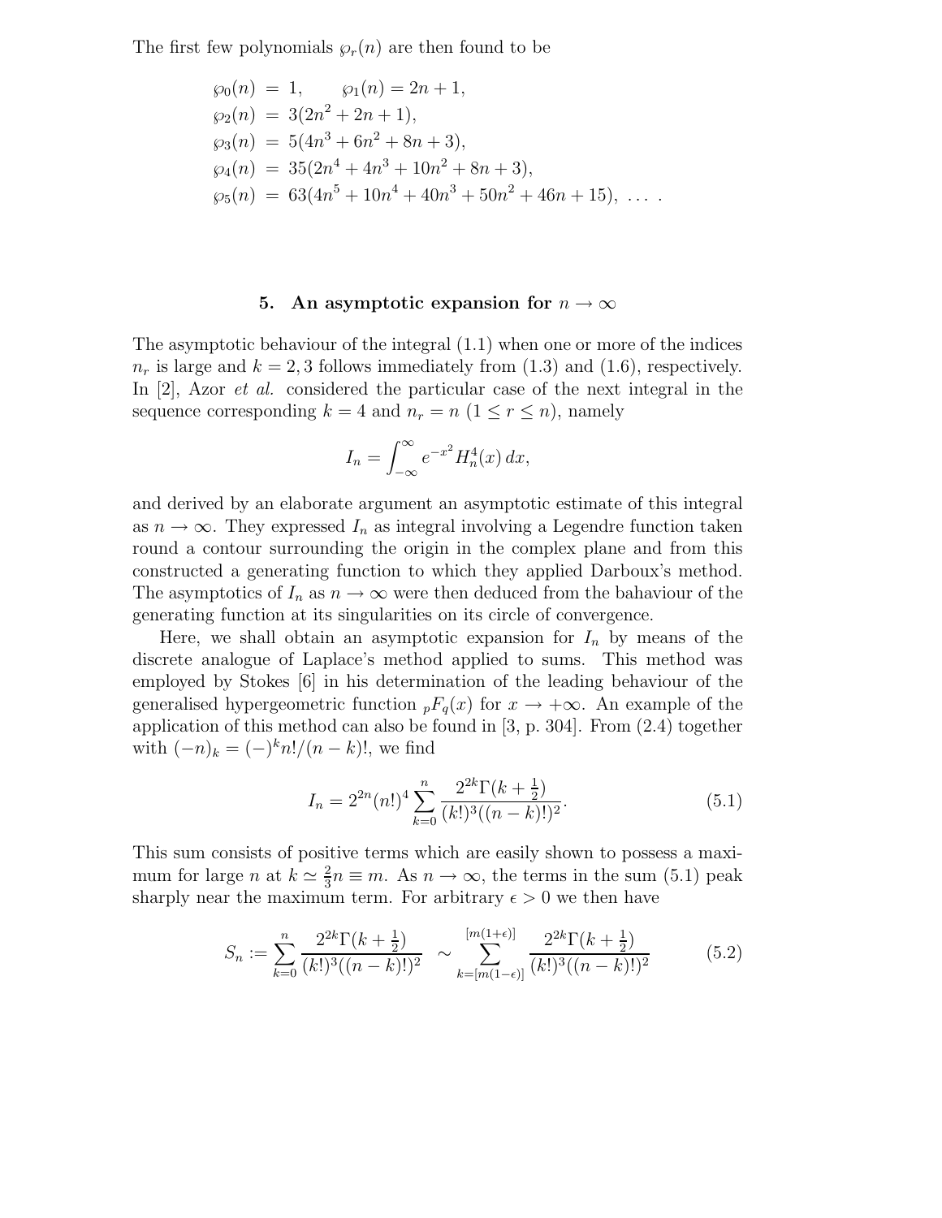The first few polynomials $\wp_r(n)$ are then found to be

$$
\begin{aligned}
\wp_0(n) &= 1, \qquad \wp_1(n) = 2n+1,\\
\wp_2(n) &= 3(2n^2+2n+1),\\
\wp_3(n) &= 5(4n^3+6n^2+8n+3),\\
\wp_4(n) &= 35(2n^4+4n^3+10n^2+8n+3),\\
\wp_5(n) &= 63(4n^5+10n^4+40n^3+50n^2+46n+15), \ \ldots \ .
\end{aligned}
$$

## 5. An asymptotic expansion for $n \to \infty$

The asymptotic behaviour of the integral (1.1) when one or more of the indices $n_r$ is large and $k = 2, 3$ follows immediately from (1.3) and (1.6), respectively. In [2], Azor *et al.* considered the particular case of the next integral in the sequence corresponding $k = 4$ and $n_r = n$ $(1 \le r \le n)$, namely

$$
I_n = \int_{-\infty}^{\infty} e^{-x^2} H_n^4(x)\, dx,
$$

and derived by an elaborate argument an asymptotic estimate of this integral as $n \to \infty$. They expressed $I_n$ as integral involving a Legendre function taken round a contour surrounding the origin in the complex plane and from this constructed a generating function to which they applied Darboux's method. The asymptotics of $I_n$ as $n \to \infty$ were then deduced from the bahaviour of the generating function at its singularities on its circle of convergence.

Here, we shall obtain an asymptotic expansion for $I_n$ by means of the discrete analogue of Laplace's method applied to sums. This method was employed by Stokes [6] in his determination of the leading behaviour of the generalised hypergeometric function ${}_pF_q(x)$ for $x \to +\infty$. An example of the application of this method can also be found in [3, p. 304]. From (2.4) together with $(-n)_k = (-)^k n!/(n-k)!$, we find

$$
I_n = 2^{2n}(n!)^4 \sum_{k=0}^{n} \frac{2^{2k}\Gamma(k+\frac{1}{2})}{(k!)^3((n-k)!)^2}. \tag{5.1}
$$

This sum consists of positive terms which are easily shown to possess a maximum for large $n$ at $k \simeq \frac{2}{3}n \equiv m$. As $n \to \infty$, the terms in the sum (5.1) peak sharply near the maximum term. For arbitrary $\epsilon > 0$ we then have

$$
S_n := \sum_{k=0}^{n} \frac{2^{2k}\Gamma(k+\frac{1}{2})}{(k!)^3((n-k)!)^2} \ \sim \sum_{k=[m(1-\epsilon)]}^{[m(1+\epsilon)]} \frac{2^{2k}\Gamma(k+\frac{1}{2})}{(k!)^3((n-k)!)^2} \tag{5.2}
$$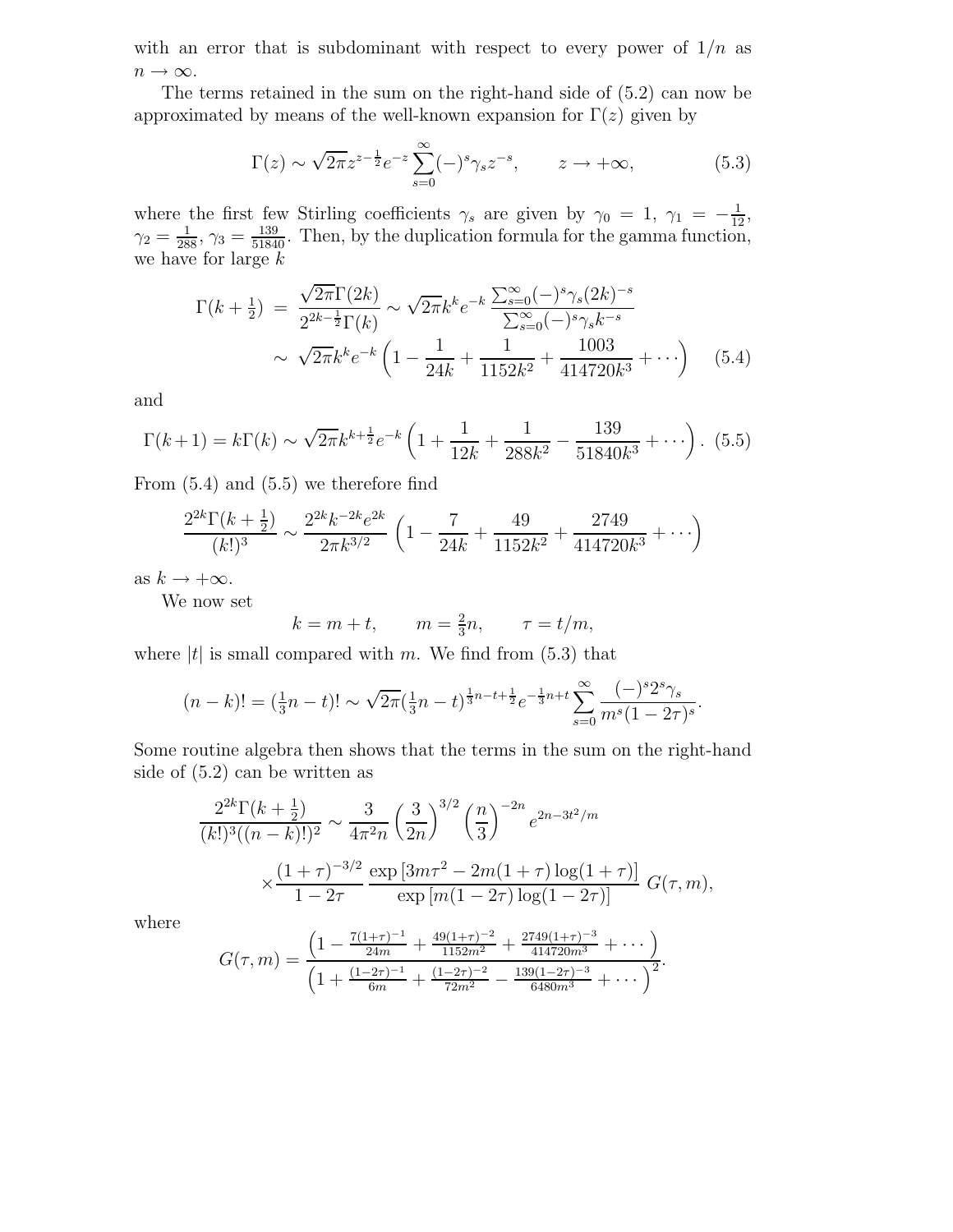with an error that is subdominant with respect to every power of $1/n$ as $n \to \infty$.

The terms retained in the sum on the right-hand side of (5.2) can now be approximated by means of the well-known expansion for $\Gamma(z)$ given by

$$\Gamma(z) \sim \sqrt{2\pi} z^{z-\frac{1}{2}} e^{-z} \sum_{s=0}^{\infty} (-)^s \gamma_s z^{-s}, \qquad z \to +\infty, \tag{5.3}$$

where the first few Stirling coefficients $\gamma_s$ are given by $\gamma_0 = 1$, $\gamma_1 = -\frac{1}{12}$, $\gamma_2 = \frac{1}{288}$, $\gamma_3 = \frac{139}{51840}$. Then, by the duplication formula for the gamma function, we have for large $k$

$$\begin{aligned}\Gamma(k+\tfrac{1}{2}) &= \frac{\sqrt{2\pi}\,\Gamma(2k)}{2^{2k-\frac{1}{2}}\Gamma(k)} \sim \sqrt{2\pi} k^k e^{-k} \frac{\sum_{s=0}^{\infty}(-)^s \gamma_s (2k)^{-s}}{\sum_{s=0}^{\infty}(-)^s \gamma_s k^{-s}} \\ &\sim \sqrt{2\pi} k^k e^{-k} \left(1 - \frac{1}{24k} + \frac{1}{1152k^2} + \frac{1003}{414720k^3} + \cdots\right) \end{aligned} \tag{5.4}$$

and

$$\Gamma(k+1) = k\Gamma(k) \sim \sqrt{2\pi} k^{k+\frac{1}{2}} e^{-k} \left(1 + \frac{1}{12k} + \frac{1}{288k^2} - \frac{139}{51840k^3} + \cdots\right). \tag{5.5}$$

From (5.4) and (5.5) we therefore find

$$\frac{2^{2k}\Gamma(k+\frac{1}{2})}{(k!)^3} \sim \frac{2^{2k} k^{-2k} e^{2k}}{2\pi k^{3/2}} \left(1 - \frac{7}{24k} + \frac{49}{1152k^2} + \frac{2749}{414720k^3} + \cdots\right)$$

as $k \to +\infty$.

We now set

$$k = m + t, \qquad m = \tfrac{2}{3}n, \qquad \tau = t/m,$$

where $|t|$ is small compared with $m$. We find from (5.3) that

$$(n-k)! = (\tfrac{1}{3}n - t)! \sim \sqrt{2\pi}(\tfrac{1}{3}n - t)^{\frac{1}{3}n - t + \frac{1}{2}} e^{-\frac{1}{3}n + t} \sum_{s=0}^{\infty} \frac{(-)^s 2^s \gamma_s}{m^s (1-2\tau)^s}.$$

Some routine algebra then shows that the terms in the sum on the right-hand side of (5.2) can be written as

$$\begin{aligned}\frac{2^{2k}\Gamma(k+\frac{1}{2})}{(k!)^3((n-k)!)^2} &\sim \frac{3}{4\pi^2 n}\left(\frac{3}{2n}\right)^{3/2}\left(\frac{n}{3}\right)^{-2n} e^{2n - 3t^2/m} \\ &\quad \times \frac{(1+\tau)^{-3/2}}{1-2\tau}\, \frac{\exp\left[3m\tau^2 - 2m(1+\tau)\log(1+\tau)\right]}{\exp\left[m(1-2\tau)\log(1-2\tau)\right]}\; G(\tau, m),\end{aligned}$$

where

$$G(\tau, m) = \frac{\left(1 - \frac{7(1+\tau)^{-1}}{24m} + \frac{49(1+\tau)^{-2}}{1152m^2} + \frac{2749(1+\tau)^{-3}}{414720m^3} + \cdots\right)}{\left(1 + \frac{(1-2\tau)^{-1}}{6m} + \frac{(1-2\tau)^{-2}}{72m^2} - \frac{139(1-2\tau)^{-3}}{6480m^3} + \cdots\right)^2}.$$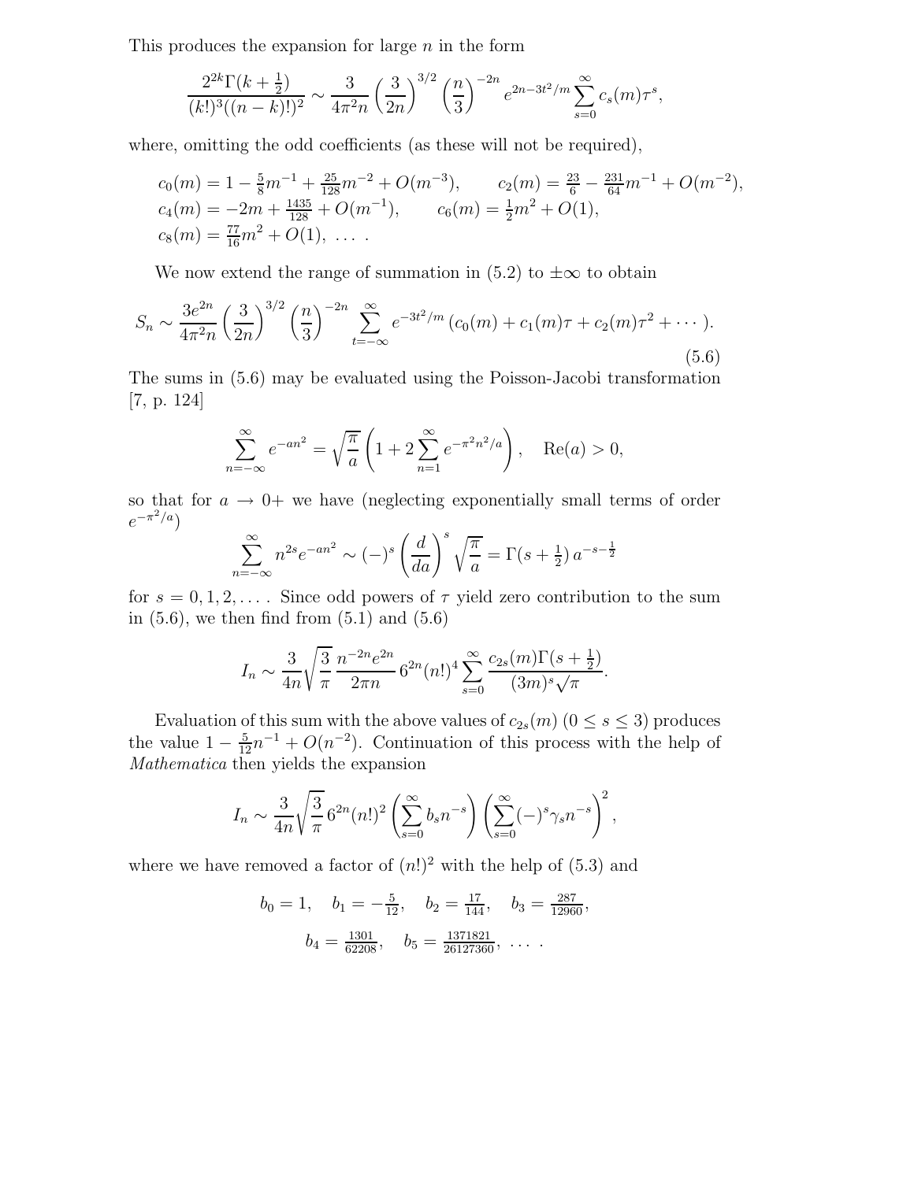This produces the expansion for large $n$ in the form

$$\frac{2^{2k}\Gamma(k+\frac{1}{2})}{(k!)^3((n-k)!)^2} \sim \frac{3}{4\pi^2 n}\left(\frac{3}{2n}\right)^{3/2}\left(\frac{n}{3}\right)^{-2n} e^{2n-3t^2/m}\sum_{s=0}^{\infty} c_s(m)\tau^s,$$

where, omitting the odd coefficients (as these will not be required),

$$c_0(m) = 1 - \tfrac{5}{8}m^{-1} + \tfrac{25}{128}m^{-2} + O(m^{-3}), \qquad c_2(m) = \tfrac{23}{6} - \tfrac{231}{64}m^{-1} + O(m^{-2}),$$
$$c_4(m) = -2m + \tfrac{1435}{128} + O(m^{-1}), \qquad c_6(m) = \tfrac{1}{2}m^2 + O(1),$$
$$c_8(m) = \tfrac{77}{16}m^2 + O(1), \; \ldots \; .$$

We now extend the range of summation in (5.2) to $\pm\infty$ to obtain

$$S_n \sim \frac{3e^{2n}}{4\pi^2 n}\left(\frac{3}{2n}\right)^{3/2}\left(\frac{n}{3}\right)^{-2n}\sum_{t=-\infty}^{\infty} e^{-3t^2/m}\left(c_0(m) + c_1(m)\tau + c_2(m)\tau^2 + \cdots\right). \tag{5.6}$$

The sums in (5.6) may be evaluated using the Poisson-Jacobi transformation [7, p. 124]

$$\sum_{n=-\infty}^{\infty} e^{-an^2} = \sqrt{\frac{\pi}{a}}\left(1 + 2\sum_{n=1}^{\infty} e^{-\pi^2 n^2/a}\right), \quad \mathrm{Re}(a) > 0,$$

so that for $a \to 0+$ we have (neglecting exponentially small terms of order $e^{-\pi^2/a}$)

$$\sum_{n=-\infty}^{\infty} n^{2s} e^{-an^2} \sim (-)^s \left(\frac{d}{da}\right)^s \sqrt{\frac{\pi}{a}} = \Gamma(s+\tfrac{1}{2})\, a^{-s-\frac{1}{2}}$$

for $s = 0, 1, 2, \ldots$ . Since odd powers of $\tau$ yield zero contribution to the sum in (5.6), we then find from (5.1) and (5.6)

$$I_n \sim \frac{3}{4n}\sqrt{\frac{3}{\pi}}\,\frac{n^{-2n}e^{2n}}{2\pi n}\,6^{2n}(n!)^4 \sum_{s=0}^{\infty}\frac{c_{2s}(m)\Gamma(s+\frac{1}{2})}{(3m)^s\sqrt{\pi}}.$$

Evaluation of this sum with the above values of $c_{2s}(m)$ $(0 \le s \le 3)$ produces the value $1 - \frac{5}{12}n^{-1} + O(n^{-2})$. Continuation of this process with the help of *Mathematica* then yields the expansion

$$I_n \sim \frac{3}{4n}\sqrt{\frac{3}{\pi}}\,6^{2n}(n!)^2\left(\sum_{s=0}^{\infty} b_s n^{-s}\right)\left(\sum_{s=0}^{\infty}(-)^s\gamma_s n^{-s}\right)^2,$$

where we have removed a factor of $(n!)^2$ with the help of (5.3) and

$$b_0 = 1, \quad b_1 = -\tfrac{5}{12}, \quad b_2 = \tfrac{17}{144}, \quad b_3 = \tfrac{287}{12960},$$
$$b_4 = \tfrac{1301}{62208}, \quad b_5 = \tfrac{1371821}{26127360}, \; \ldots \; .$$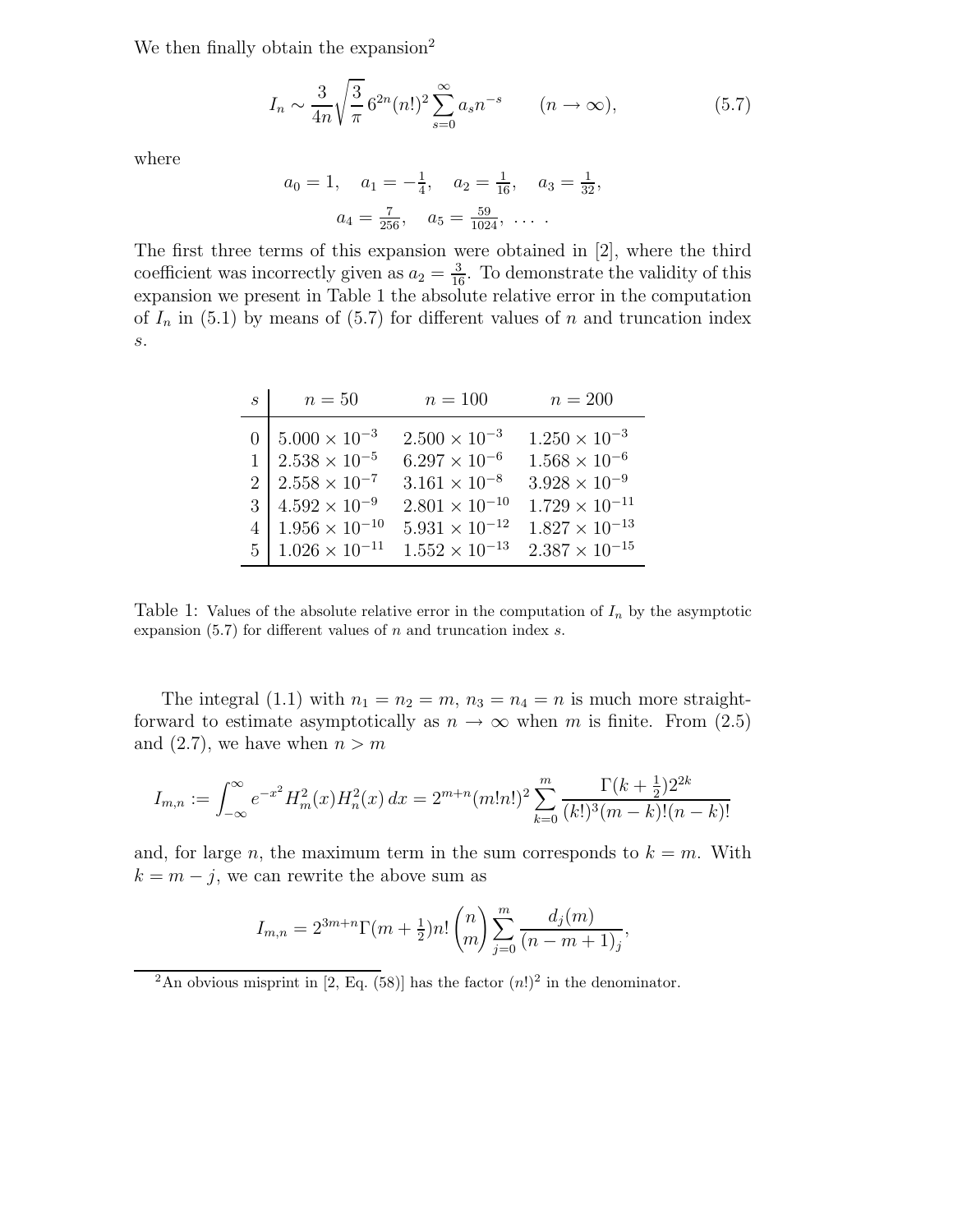We then finally obtain the expansion[2]

$$I_n \sim \frac{3}{4n}\sqrt{\frac{3}{\pi}}\,6^{2n}(n!)^2\sum_{s=0}^{\infty} a_s n^{-s} \qquad (n\to\infty), \tag{5.7}$$

where

$$a_0 = 1, \quad a_1 = -\tfrac{1}{4}, \quad a_2 = \tfrac{1}{16}, \quad a_3 = \tfrac{1}{32},$$
$$a_4 = \tfrac{7}{256}, \quad a_5 = \tfrac{59}{1024}, \ \ldots\ .$$

The first three terms of this expansion were obtained in [2], where the third coefficient was incorrectly given as $a_2 = \frac{3}{16}$. To demonstrate the validity of this expansion we present in Table 1 the absolute relative error in the computation of $I_n$ in (5.1) by means of (5.7) for different values of $n$ and truncation index $s$.

| $s$ | $n=50$ | $n=100$ | $n=200$ |
|---|---|---|---|
| 0 | $5.000\times10^{-3}$ | $2.500\times10^{-3}$ | $1.250\times10^{-3}$ |
| 1 | $2.538\times10^{-5}$ | $6.297\times10^{-6}$ | $1.568\times10^{-6}$ |
| 2 | $2.558\times10^{-7}$ | $3.161\times10^{-8}$ | $3.928\times10^{-9}$ |
| 3 | $4.592\times10^{-9}$ | $2.801\times10^{-10}$ | $1.729\times10^{-11}$ |
| 4 | $1.956\times10^{-10}$ | $5.931\times10^{-12}$ | $1.827\times10^{-13}$ |
| 5 | $1.026\times10^{-11}$ | $1.552\times10^{-13}$ | $2.387\times10^{-15}$ |

Table 1: Values of the absolute relative error in the computation of $I_n$ by the asymptotic expansion (5.7) for different values of $n$ and truncation index $s$.

The integral (1.1) with $n_1 = n_2 = m$, $n_3 = n_4 = n$ is much more straightforward to estimate asymptotically as $n\to\infty$ when $m$ is finite. From (2.5) and (2.7), we have when $n > m$

$$I_{m,n} := \int_{-\infty}^{\infty} e^{-x^2} H_m^2(x) H_n^2(x)\,dx = 2^{m+n}(m!n!)^2\sum_{k=0}^{m}\frac{\Gamma(k+\frac{1}{2})2^{2k}}{(k!)^3(m-k)!(n-k)!}$$

and, for large $n$, the maximum term in the sum corresponds to $k=m$. With $k = m-j$, we can rewrite the above sum as

$$I_{m,n} = 2^{3m+n}\Gamma(m+\tfrac{1}{2})n!\binom{n}{m}\sum_{j=0}^{m}\frac{d_j(m)}{(n-m+1)_j},$$

[2] An obvious misprint in [2, Eq. (58)] has the factor $(n!)^2$ in the denominator.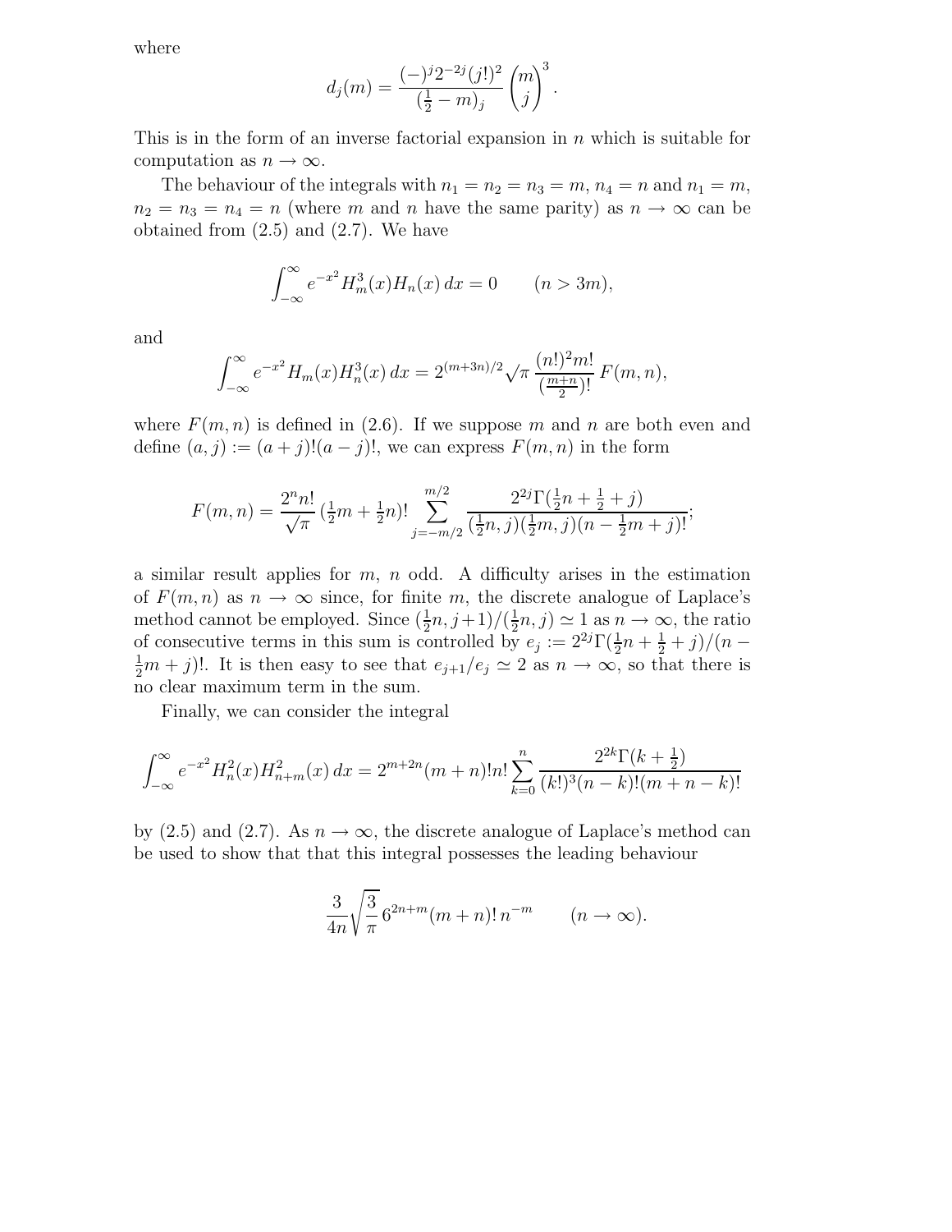where

$$d_j(m) = \frac{(-)^j 2^{-2j} (j!)^2}{(\frac{1}{2}-m)_j} \binom{m}{j}^3.$$

This is in the form of an inverse factorial expansion in $n$ which is suitable for computation as $n \to \infty$.

The behaviour of the integrals with $n_1 = n_2 = n_3 = m$, $n_4 = n$ and $n_1 = m$, $n_2 = n_3 = n_4 = n$ (where $m$ and $n$ have the same parity) as $n \to \infty$ can be obtained from (2.5) and (2.7). We have

$$\int_{-\infty}^{\infty} e^{-x^2} H_m^3(x) H_n(x)\, dx = 0 \qquad (n > 3m),$$

and

$$\int_{-\infty}^{\infty} e^{-x^2} H_m(x) H_n^3(x)\, dx = 2^{(m+3n)/2} \sqrt{\pi}\, \frac{(n!)^2 m!}{(\frac{m+n}{2})!}\, F(m,n),$$

where $F(m,n)$ is defined in (2.6). If we suppose $m$ and $n$ are both even and define $(a,j) := (a+j)!(a-j)!$, we can express $F(m,n)$ in the form

$$F(m,n) = \frac{2^n n!}{\sqrt{\pi}}\, (\tfrac{1}{2}m + \tfrac{1}{2}n)! \sum_{j=-m/2}^{m/2} \frac{2^{2j}\Gamma(\frac{1}{2}n + \frac{1}{2} + j)}{(\frac{1}{2}n, j)(\frac{1}{2}m, j)(n - \frac{1}{2}m + j)!};$$

a similar result applies for $m$, $n$ odd. A difficulty arises in the estimation of $F(m,n)$ as $n \to \infty$ since, for finite $m$, the discrete analogue of Laplace's method cannot be employed. Since $(\frac{1}{2}n, j+1)/(\frac{1}{2}n, j) \simeq 1$ as $n \to \infty$, the ratio of consecutive terms in this sum is controlled by $e_j := 2^{2j}\Gamma(\frac{1}{2}n + \frac{1}{2} + j)/(n - \frac{1}{2}m + j)!$. It is then easy to see that $e_{j+1}/e_j \simeq 2$ as $n \to \infty$, so that there is no clear maximum term in the sum.

Finally, we can consider the integral

$$\int_{-\infty}^{\infty} e^{-x^2} H_n^2(x) H_{n+m}^2(x)\, dx = 2^{m+2n}(m+n)!n! \sum_{k=0}^{n} \frac{2^{2k}\Gamma(k+\frac{1}{2})}{(k!)^3 (n-k)!(m+n-k)!}$$

by (2.5) and (2.7). As $n \to \infty$, the discrete analogue of Laplace's method can be used to show that that this integral possesses the leading behaviour

$$\frac{3}{4n}\sqrt{\frac{3}{\pi}}\, 6^{2n+m}(m+n)!\, n^{-m} \qquad (n \to \infty).$$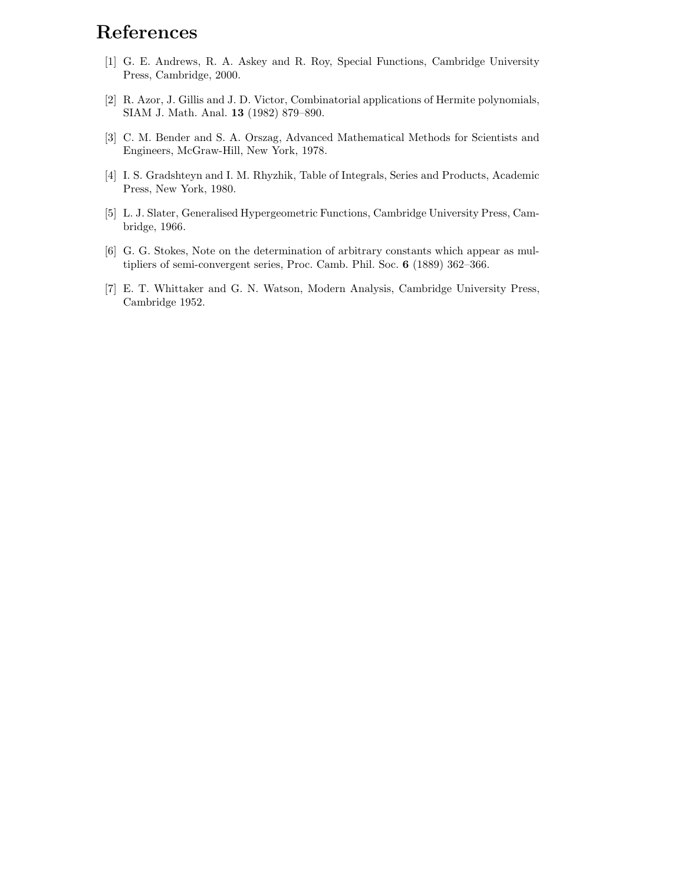# References

[1] G. E. Andrews, R. A. Askey and R. Roy, Special Functions, Cambridge University Press, Cambridge, 2000.

[2] R. Azor, J. Gillis and J. D. Victor, Combinatorial applications of Hermite polynomials, SIAM J. Math. Anal. **13** (1982) 879–890.

[3] C. M. Bender and S. A. Orszag, Advanced Mathematical Methods for Scientists and Engineers, McGraw-Hill, New York, 1978.

[4] I. S. Gradshteyn and I. M. Rhyzhik, Table of Integrals, Series and Products, Academic Press, New York, 1980.

[5] L. J. Slater, Generalised Hypergeometric Functions, Cambridge University Press, Cambridge, 1966.

[6] G. G. Stokes, Note on the determination of arbitrary constants which appear as multipliers of semi-convergent series, Proc. Camb. Phil. Soc. **6** (1889) 362–366.

[7] E. T. Whittaker and G. N. Watson, Modern Analysis, Cambridge University Press, Cambridge 1952.